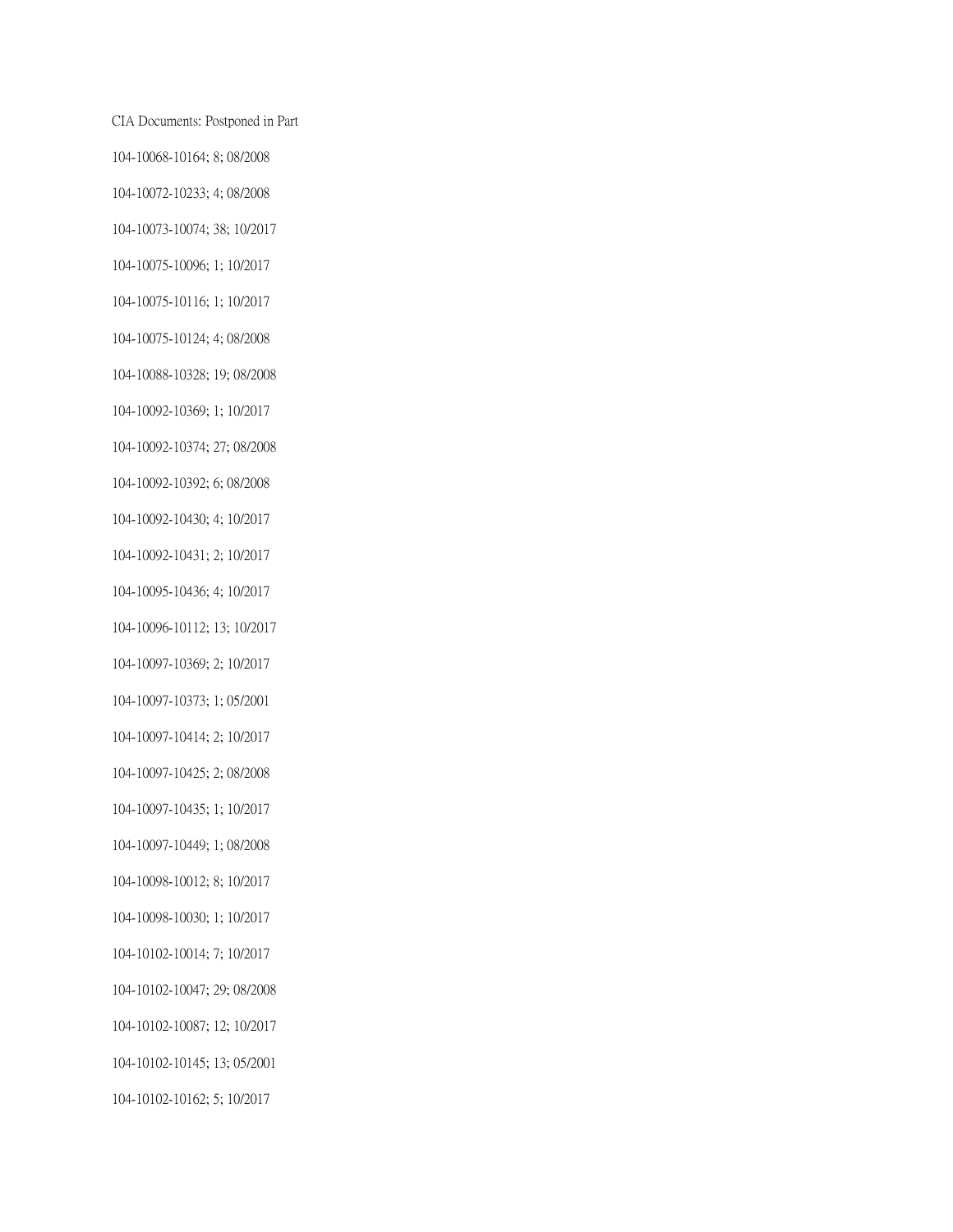CIA Documents: Postponed in Part

104-10068-10164; 8; 08/2008

104-10072-10233; 4; 08/2008

104-10073-10074; 38; 10/2017

104-10075-10096; 1; 10/2017

104-10075-10116; 1; 10/2017

104-10075-10124; 4; 08/2008

104-10088-10328; 19; 08/2008

104-10092-10369; 1; 10/2017

104-10092-10374; 27; 08/2008

104-10092-10392; 6; 08/2008

104-10092-10430; 4; 10/2017

104-10092-10431; 2; 10/2017

104-10095-10436; 4; 10/2017

104-10096-10112; 13; 10/2017

104-10097-10369; 2; 10/2017

104-10097-10373; 1; 05/2001

104-10097-10414; 2; 10/2017

104-10097-10425; 2; 08/2008

104-10097-10435; 1; 10/2017

104-10097-10449; 1; 08/2008

104-10098-10012; 8; 10/2017

104-10098-10030; 1; 10/2017

104-10102-10014; 7; 10/2017

104-10102-10047; 29; 08/2008

104-10102-10087; 12; 10/2017

104-10102-10145; 13; 05/2001

104-10102-10162; 5; 10/2017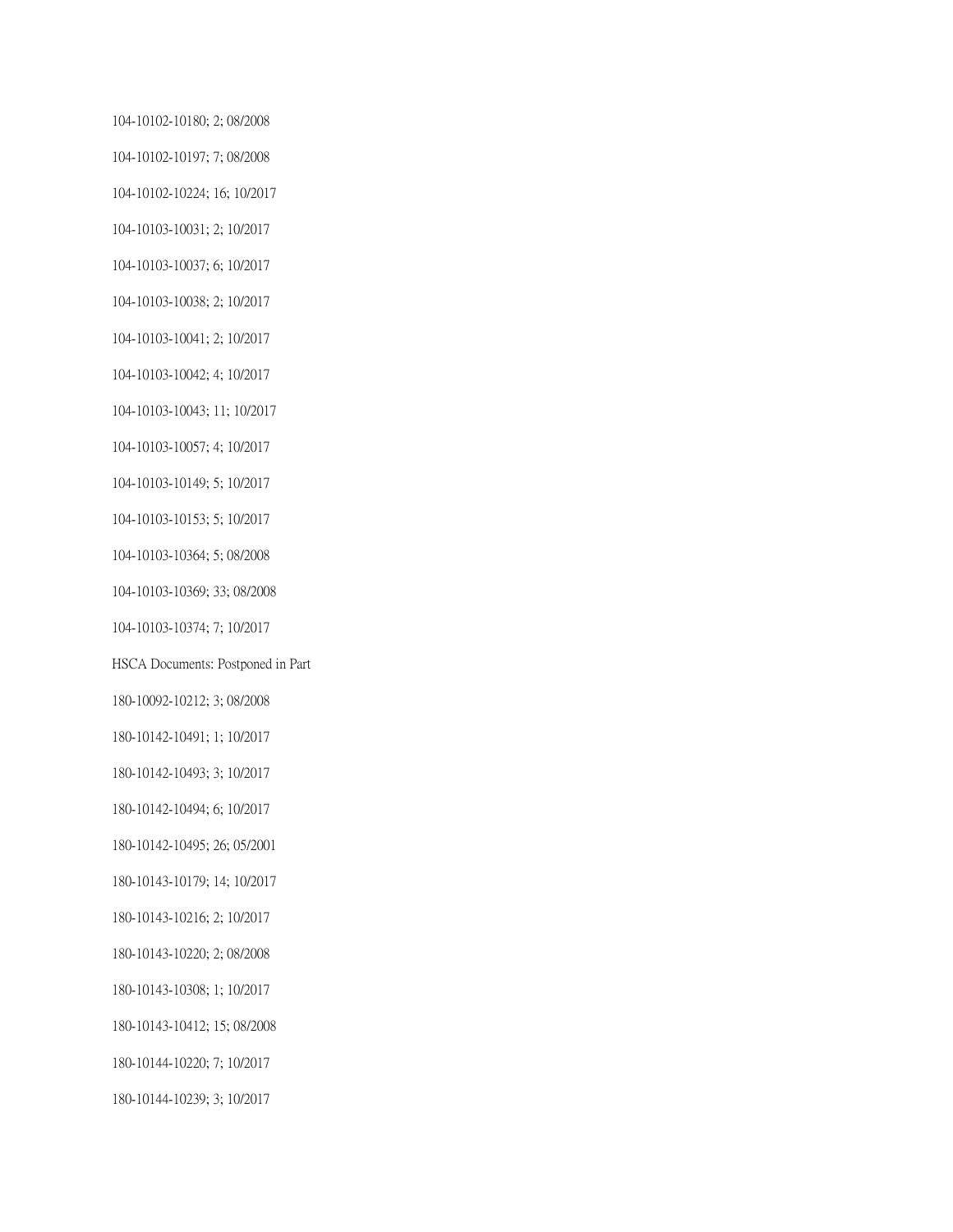104-10102-10180; 2; 08/2008

104-10102-10197; 7; 08/2008

104-10102-10224; 16; 10/2017

104-10103-10031; 2; 10/2017

104-10103-10037; 6; 10/2017

104-10103-10038; 2; 10/2017

104-10103-10041; 2; 10/2017

104-10103-10042; 4; 10/2017

104-10103-10043; 11; 10/2017

104-10103-10057; 4; 10/2017

104-10103-10149; 5; 10/2017

104-10103-10153; 5; 10/2017

104-10103-10364; 5; 08/2008

104-10103-10369; 33; 08/2008

104-10103-10374; 7; 10/2017

HSCA Documents: Postponed in Part

180-10092-10212; 3; 08/2008

180-10142-10491; 1; 10/2017

180-10142-10493; 3; 10/2017

180-10142-10494; 6; 10/2017

180-10142-10495; 26; 05/2001

180-10143-10179; 14; 10/2017

180-10143-10216; 2; 10/2017

180-10143-10220; 2; 08/2008

180-10143-10308; 1; 10/2017

180-10143-10412; 15; 08/2008

180-10144-10220; 7; 10/2017

180-10144-10239; 3; 10/2017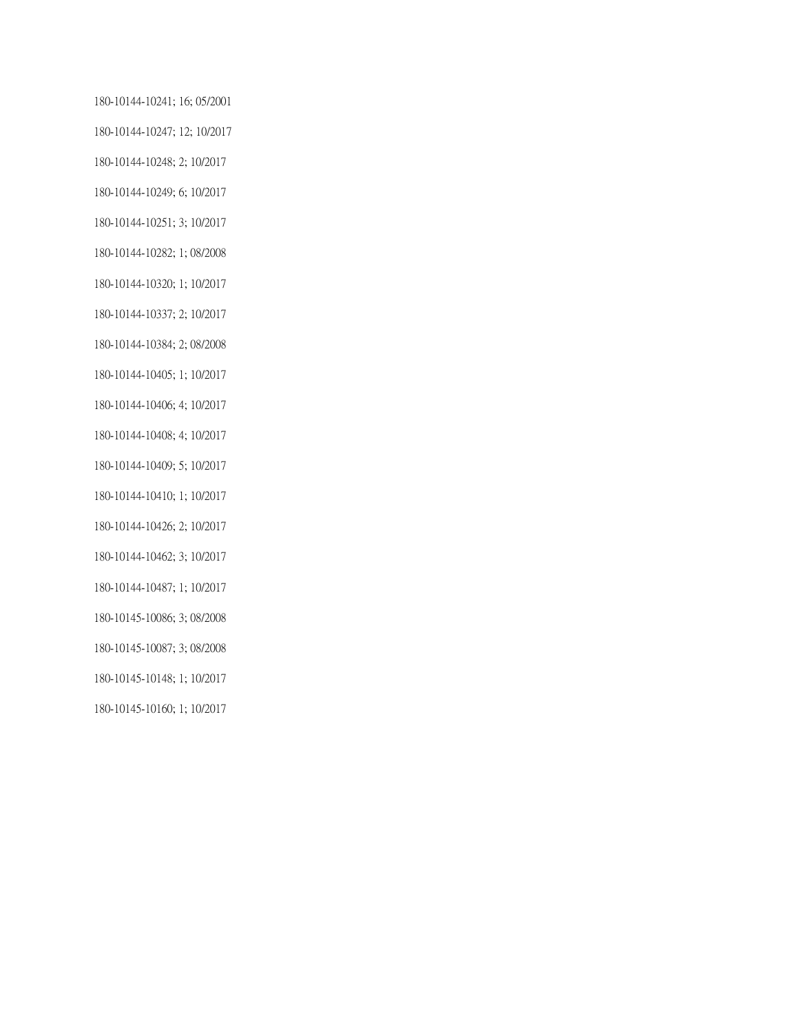180-10144-10241; 16; 05/2001

180-10144-10247; 12; 10/2017

180-10144-10248; 2; 10/2017

180-10144-10249; 6; 10/2017

180-10144-10251; 3; 10/2017

180-10144-10282; 1; 08/2008

180-10144-10320; 1; 10/2017

180-10144-10337; 2; 10/2017

180-10144-10384; 2; 08/2008

180-10144-10405; 1; 10/2017

180-10144-10406; 4; 10/2017

180-10144-10408; 4; 10/2017

180-10144-10409; 5; 10/2017

180-10144-10410; 1; 10/2017

180-10144-10426; 2; 10/2017

180-10144-10462; 3; 10/2017

180-10144-10487; 1; 10/2017

180-10145-10086; 3; 08/2008

180-10145-10087; 3; 08/2008

180-10145-10148; 1; 10/2017

180-10145-10160; 1; 10/2017